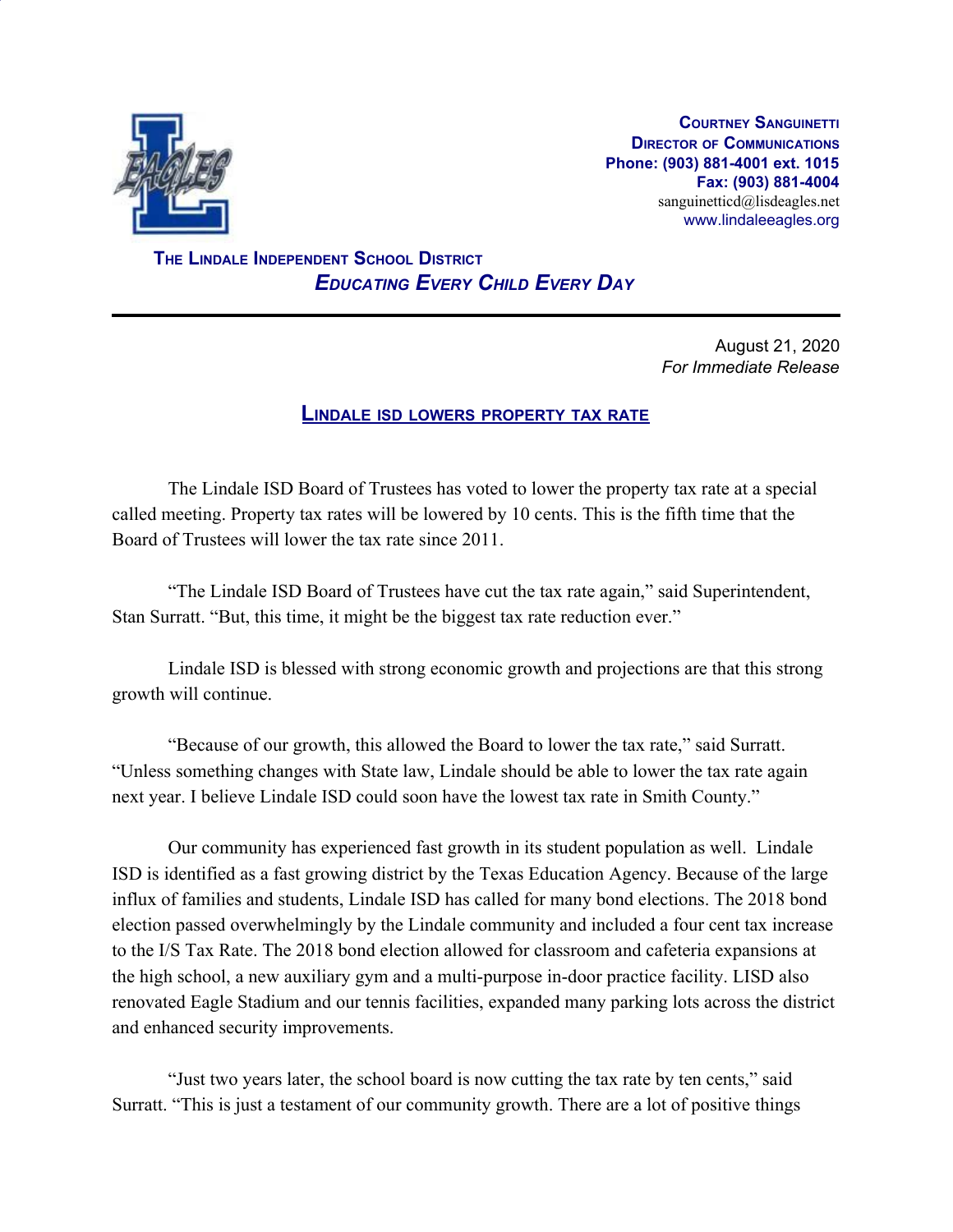**Courtney Sanguinetti**
**Director of Communications**
**Phone: (903) 881-4001 ext. 1015**
**Fax: (903) 881-4004**
sanguinetticd@lisdeagles.net
www.lindaleeagles.org

**The Lindale Independent School District**
***Educating Every Child Every Day***

---

August 21, 2020
*For Immediate Release*

## Lindale ISD lowers property tax rate

The Lindale ISD Board of Trustees has voted to lower the property tax rate at a special called meeting. Property tax rates will be lowered by 10 cents. This is the fifth time that the Board of Trustees will lower the tax rate since 2011.

"The Lindale ISD Board of Trustees have cut the tax rate again," said Superintendent, Stan Surratt. "But, this time, it might be the biggest tax rate reduction ever."

Lindale ISD is blessed with strong economic growth and projections are that this strong growth will continue.

"Because of our growth, this allowed the Board to lower the tax rate," said Surratt. "Unless something changes with State law, Lindale should be able to lower the tax rate again next year. I believe Lindale ISD could soon have the lowest tax rate in Smith County."

Our community has experienced fast growth in its student population as well. Lindale ISD is identified as a fast growing district by the Texas Education Agency. Because of the large influx of families and students, Lindale ISD has called for many bond elections. The 2018 bond election passed overwhelmingly by the Lindale community and included a four cent tax increase to the I/S Tax Rate. The 2018 bond election allowed for classroom and cafeteria expansions at the high school, a new auxiliary gym and a multi-purpose in-door practice facility. LISD also renovated Eagle Stadium and our tennis facilities, expanded many parking lots across the district and enhanced security improvements.

"Just two years later, the school board is now cutting the tax rate by ten cents," said Surratt. "This is just a testament of our community growth. There are a lot of positive things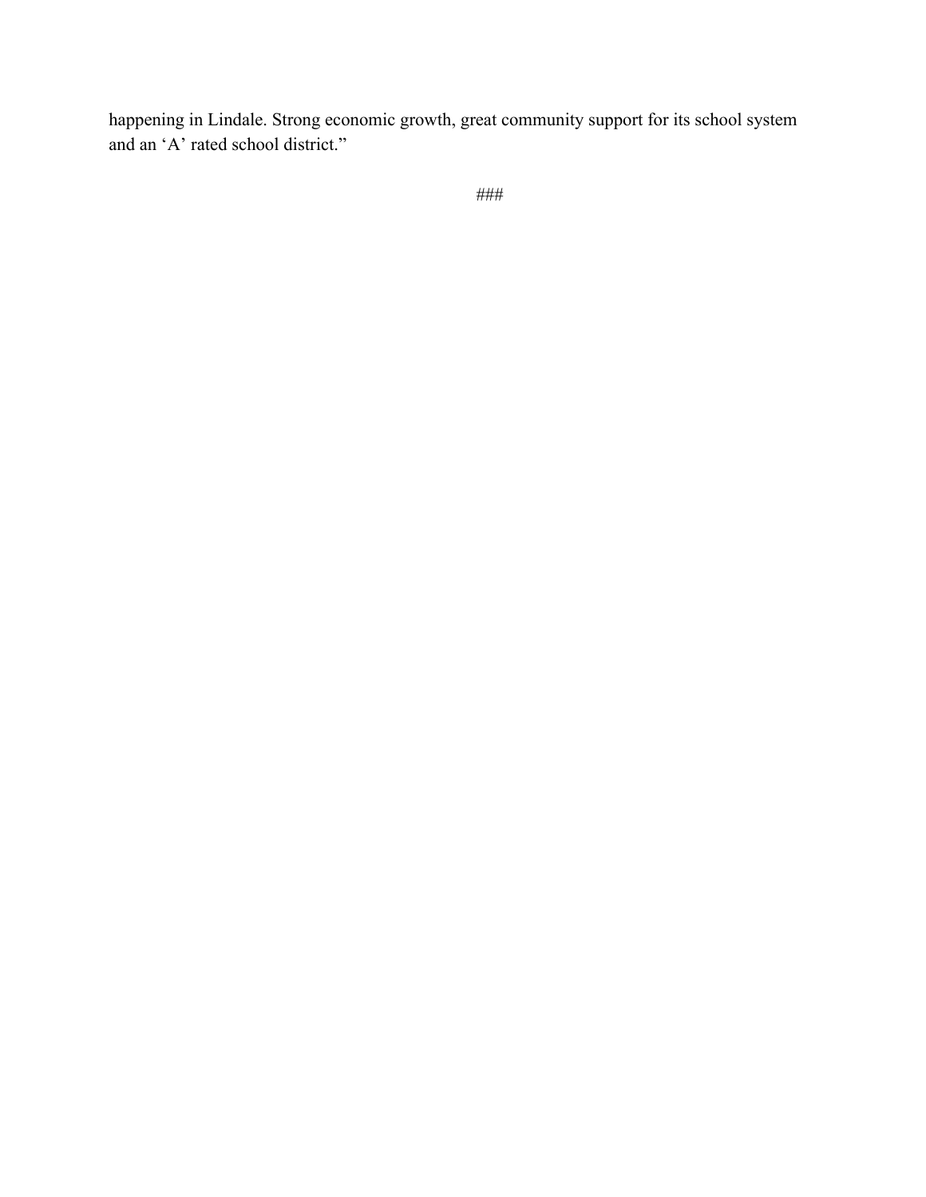happening in Lindale. Strong economic growth, great community support for its school system and an 'A' rated school district."

###